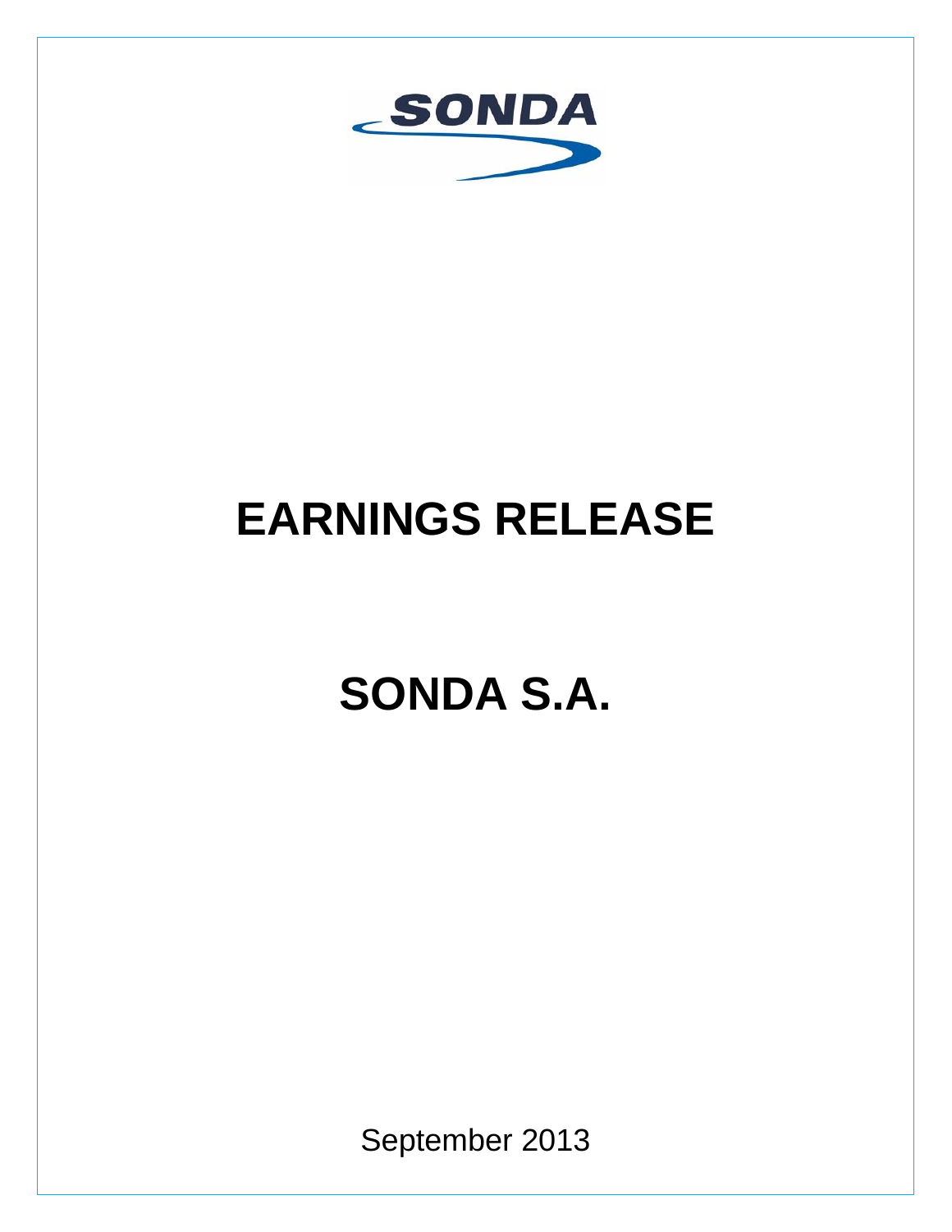SONDA

# EARNINGS RELEASE

# SONDA S.A.

September 2013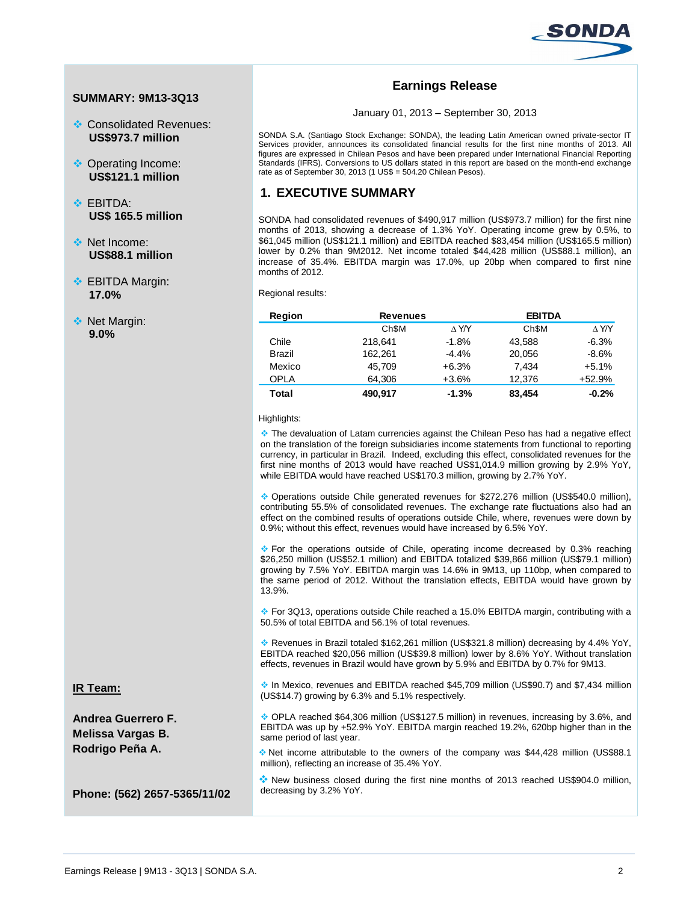## SUMMARY: 9M13-3Q13

- Consolidated Revenues: **US$973.7 million**
- Operating Income: **US$121.1 million**
- EBITDA: **US$ 165.5 million**
- Net Income: **US$88.1 million**
- EBITDA Margin: **17.0%**
- Net Margin: **9.0%**

## Earnings Release

January 01, 2013 – September 30, 2013

SONDA S.A. (Santiago Stock Exchange: SONDA), the leading Latin American owned private-sector IT Services provider, announces its consolidated financial results for the first nine months of 2013. All figures are expressed in Chilean Pesos and have been prepared under International Financial Reporting Standards (IFRS). Conversions to US dollars stated in this report are based on the month-end exchange rate as of September 30, 2013 (1 US$ = 504.20 Chilean Pesos).

## 1. EXECUTIVE SUMMARY

SONDA had consolidated revenues of $490,917 million (US$973.7 million) for the first nine months of 2013, showing a decrease of 1.3% YoY. Operating income grew by 0.5%, to $61,045 million (US$121.1 million) and EBITDA reached $83,454 million (US$165.5 million) lower by 0.2% than 9M2012. Net income totaled $44,428 million (US$88.1 million), an increase of 35.4%. EBITDA margin was 17.0%, up 20bp when compared to first nine months of 2012.

Regional results:

| Region | Revenues | | EBITDA | |
|---|---|---|---|---|
| | Ch$M | ∆ Y/Y | Ch$M | ∆ Y/Y |
| Chile | 218,641 | -1.8% | 43,588 | -6.3% |
| Brazil | 162,261 | -4.4% | 20,056 | -8.6% |
| Mexico | 45,709 | +6.3% | 7,434 | +5.1% |
| OPLA | 64,306 | +3.6% | 12,376 | +52.9% |
| **Total** | **490,917** | **-1.3%** | **83,454** | **-0.2%** |

Highlights:

- The devaluation of Latam currencies against the Chilean Peso has had a negative effect on the translation of the foreign subsidiaries income statements from functional to reporting currency, in particular in Brazil. Indeed, excluding this effect, consolidated revenues for the first nine months of 2013 would have reached US$1,014.9 million growing by 2.9% YoY, while EBITDA would have reached US$170.3 million, growing by 2.7% YoY.

- Operations outside Chile generated revenues for $272.276 million (US$540.0 million), contributing 55.5% of consolidated revenues. The exchange rate fluctuations also had an effect on the combined results of operations outside Chile, where, revenues were down by 0.9%; without this effect, revenues would have increased by 6.5% YoY.

- For the operations outside of Chile, operating income decreased by 0.3% reaching $26,250 million (US$52.1 million) and EBITDA totalized $39,866 million (US$79.1 million) growing by 7.5% YoY. EBITDA margin was 14.6% in 9M13, up 110bp, when compared to the same period of 2012. Without the translation effects, EBITDA would have grown by 13.9%.

- For 3Q13, operations outside Chile reached a 15.0% EBITDA margin, contributing with a 50.5% of total EBITDA and 56.1% of total revenues.

- Revenues in Brazil totaled $162,261 million (US$321.8 million) decreasing by 4.4% YoY, EBITDA reached $20,056 million (US$39.8 million) lower by 8.6% YoY. Without translation effects, revenues in Brazil would have grown by 5.9% and EBITDA by 0.7% for 9M13.

- In Mexico, revenues and EBITDA reached $45,709 million (US$90.7) and $7,434 million (US$14.7) growing by 6.3% and 5.1% respectively.

- OPLA reached $64,306 million (US$127.5 million) in revenues, increasing by 3.6%, and EBITDA was up by +52.9% YoY. EBITDA margin reached 19.2%, 620bp higher than in the same period of last year.

- Net income attributable to the owners of the company was $44,428 million (US$88.1 million), reflecting an increase of 35.4% YoY.

- New business closed during the first nine months of 2013 reached US$904.0 million, decreasing by 3.2% YoY.

**IR Team:**

**Andrea Guerrero F.**
**Melissa Vargas B.**
**Rodrigo Peña A.**

**Phone: (562) 2657-5365/11/02**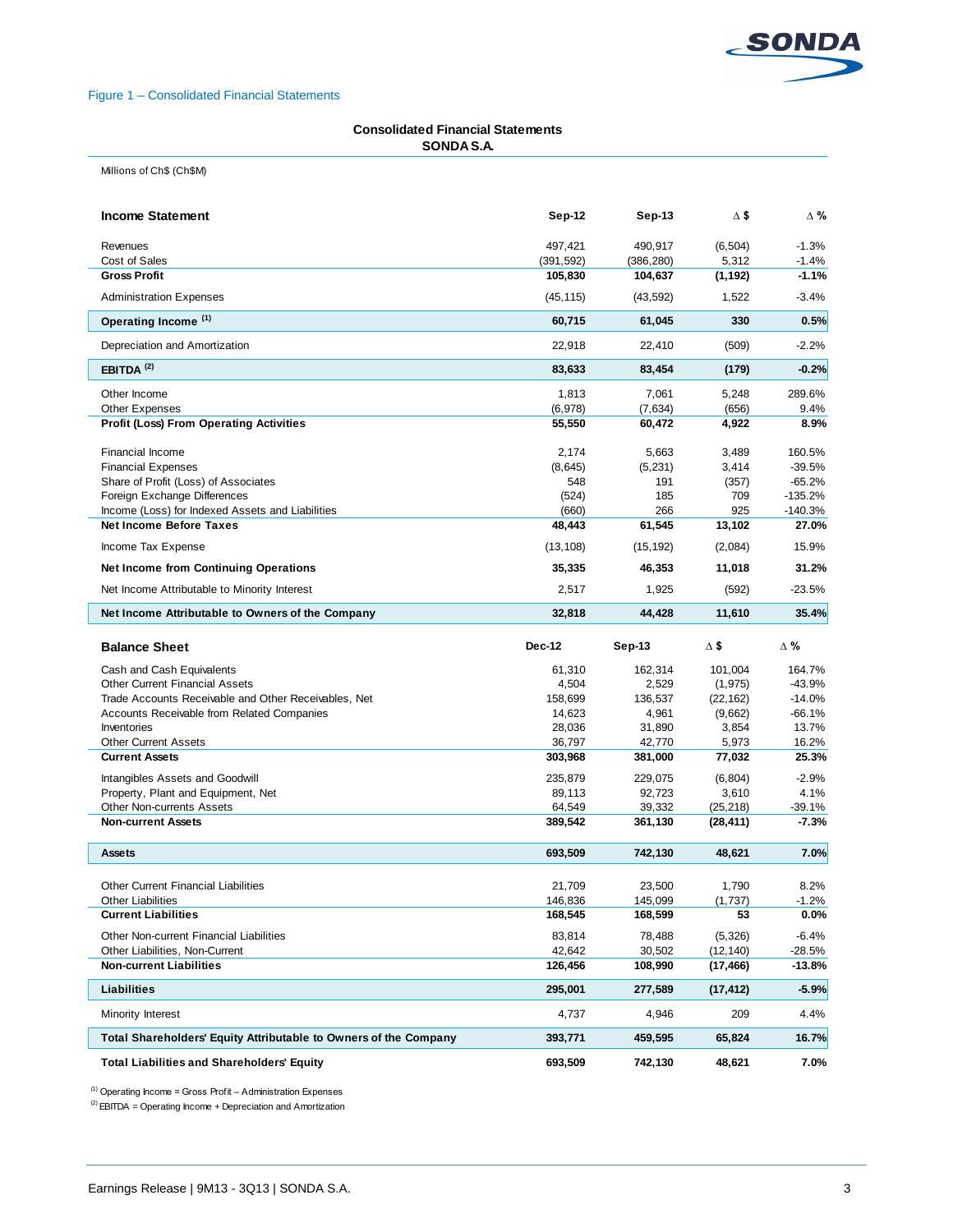Figure 1 – Consolidated Financial Statements

**Consolidated Financial Statements**
**SONDA S.A.**

Millions of Ch$ (Ch$M)

| **Income Statement** | **Sep-12** | **Sep-13** | **∆ $** | **∆ %** |
|---|---|---|---|---|
| Revenues | 497,421 | 490,917 | (6,504) | -1.3% |
| Cost of Sales | (391,592) | (386,280) | 5,312 | -1.4% |
| **Gross Profit** | **105,830** | **104,637** | **(1,192)** | **-1.1%** |
| Administration Expenses | (45,115) | (43,592) | 1,522 | -3.4% |
| **Operating Income [(1)]** | **60,715** | **61,045** | **330** | **0.5%** |
| Depreciation and Amortization | 22,918 | 22,410 | (509) | -2.2% |
| **EBITDA [(2)]** | **83,633** | **83,454** | **(179)** | **-0.2%** |
| Other Income | 1,813 | 7,061 | 5,248 | 289.6% |
| Other Expenses | (6,978) | (7,634) | (656) | 9.4% |
| **Profit (Loss) From Operating Activities** | **55,550** | **60,472** | **4,922** | **8.9%** |
| Financial Income | 2,174 | 5,663 | 3,489 | 160.5% |
| Financial Expenses | (8,645) | (5,231) | 3,414 | -39.5% |
| Share of Profit (Loss) of Associates | 548 | 191 | (357) | -65.2% |
| Foreign Exchange Differences | (524) | 185 | 709 | -135.2% |
| Income (Loss) for Indexed Assets and Liabilities | (660) | 266 | 925 | -140.3% |
| **Net Income Before Taxes** | **48,443** | **61,545** | **13,102** | **27.0%** |
| Income Tax Expense | (13,108) | (15,192) | (2,084) | 15.9% |
| **Net Income from Continuing Operations** | **35,335** | **46,353** | **11,018** | **31.2%** |
| Net Income Attributable to Minority Interest | 2,517 | 1,925 | (592) | -23.5% |
| **Net Income Attributable to Owners of the Company** | **32,818** | **44,428** | **11,610** | **35.4%** |

| **Balance Sheet** | **Dec-12** | **Sep-13** | **∆ $** | **∆ %** |
|---|---|---|---|---|
| Cash and Cash Equivalents | 61,310 | 162,314 | 101,004 | 164.7% |
| Other Current Financial Assets | 4,504 | 2,529 | (1,975) | -43.9% |
| Trade Accounts Receivable and Other Receivables, Net | 158,699 | 136,537 | (22,162) | -14.0% |
| Accounts Receivable from Related Companies | 14,623 | 4,961 | (9,662) | -66.1% |
| Inventories | 28,036 | 31,890 | 3,854 | 13.7% |
| Other Current Assets | 36,797 | 42,770 | 5,973 | 16.2% |
| **Current Assets** | **303,968** | **381,000** | **77,032** | **25.3%** |
| Intangibles Assets and Goodwill | 235,879 | 229,075 | (6,804) | -2.9% |
| Property, Plant and Equipment, Net | 89,113 | 92,723 | 3,610 | 4.1% |
| Other Non-currents Assets | 64,549 | 39,332 | (25,218) | -39.1% |
| **Non-current Assets** | **389,542** | **361,130** | **(28,411)** | **-7.3%** |
| **Assets** | **693,509** | **742,130** | **48,621** | **7.0%** |
| Other Current Financial Liabilities | 21,709 | 23,500 | 1,790 | 8.2% |
| Other Liabilities | 146,836 | 145,099 | (1,737) | -1.2% |
| **Current Liabilities** | **168,545** | **168,599** | **53** | **0.0%** |
| Other Non-current Financial Liabilities | 83,814 | 78,488 | (5,326) | -6.4% |
| Other Liabilities, Non-Current | 42,642 | 30,502 | (12,140) | -28.5% |
| **Non-current Liabilities** | **126,456** | **108,990** | **(17,466)** | **-13.8%** |
| **Liabilities** | **295,001** | **277,589** | **(17,412)** | **-5.9%** |
| Minority Interest | 4,737 | 4,946 | 209 | 4.4% |
| **Total Shareholders' Equity Attributable to Owners of the Company** | **393,771** | **459,595** | **65,824** | **16.7%** |
| **Total Liabilities and Shareholders' Equity** | **693,509** | **742,130** | **48,621** | **7.0%** |

[(1)] Operating Income = Gross Profit – Administration Expenses

[(2)] EBITDA = Operating Income + Depreciation and Amortization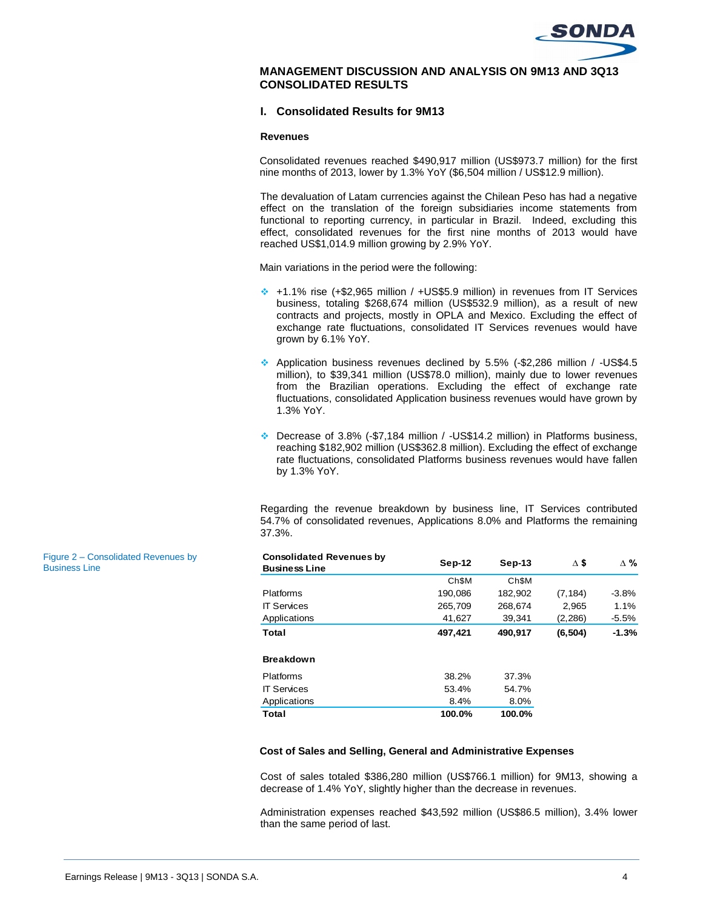## MANAGEMENT DISCUSSION AND ANALYSIS ON 9M13 AND 3Q13 CONSOLIDATED RESULTS

### I. Consolidated Results for 9M13

#### Revenues

Consolidated revenues reached $490,917 million (US$973.7 million) for the first nine months of 2013, lower by 1.3% YoY ($6,504 million / US$12.9 million).

The devaluation of Latam currencies against the Chilean Peso has had a negative effect on the translation of the foreign subsidiaries income statements from functional to reporting currency, in particular in Brazil. Indeed, excluding this effect, consolidated revenues for the first nine months of 2013 would have reached US$1,014.9 million growing by 2.9% YoY.

Main variations in the period were the following:

- +1.1% rise (+$2,965 million / +US$5.9 million) in revenues from IT Services business, totaling $268,674 million (US$532.9 million), as a result of new contracts and projects, mostly in OPLA and Mexico. Excluding the effect of exchange rate fluctuations, consolidated IT Services revenues would have grown by 6.1% YoY.

- Application business revenues declined by 5.5% (-$2,286 million / -US$4.5 million), to $39,341 million (US$78.0 million), mainly due to lower revenues from the Brazilian operations. Excluding the effect of exchange rate fluctuations, consolidated Application business revenues would have grown by 1.3% YoY.

- Decrease of 3.8% (-$7,184 million / -US$14.2 million) in Platforms business, reaching $182,902 million (US$362.8 million). Excluding the effect of exchange rate fluctuations, consolidated Platforms business revenues would have fallen by 1.3% YoY.

Regarding the revenue breakdown by business line, IT Services contributed 54.7% of consolidated revenues, Applications 8.0% and Platforms the remaining 37.3%.

Figure 2 – Consolidated Revenues by Business Line

| Consolidated Revenues by Business Line | Sep-12 | Sep-13 | Δ $ | Δ % |
|---|---|---|---|---|
| | Ch$M | Ch$M | | |
| Platforms | 190,086 | 182,902 | (7,184) | -3.8% |
| IT Services | 265,709 | 268,674 | 2,965 | 1.1% |
| Applications | 41,627 | 39,341 | (2,286) | -5.5% |
| **Total** | **497,421** | **490,917** | **(6,504)** | **-1.3%** |
| | | | | |
| **Breakdown** | | | | |
| Platforms | 38.2% | 37.3% | | |
| IT Services | 53.4% | 54.7% | | |
| Applications | 8.4% | 8.0% | | |
| **Total** | **100.0%** | **100.0%** | | |

#### Cost of Sales and Selling, General and Administrative Expenses

Cost of sales totaled $386,280 million (US$766.1 million) for 9M13, showing a decrease of 1.4% YoY, slightly higher than the decrease in revenues.

Administration expenses reached $43,592 million (US$86.5 million), 3.4% lower than the same period of last.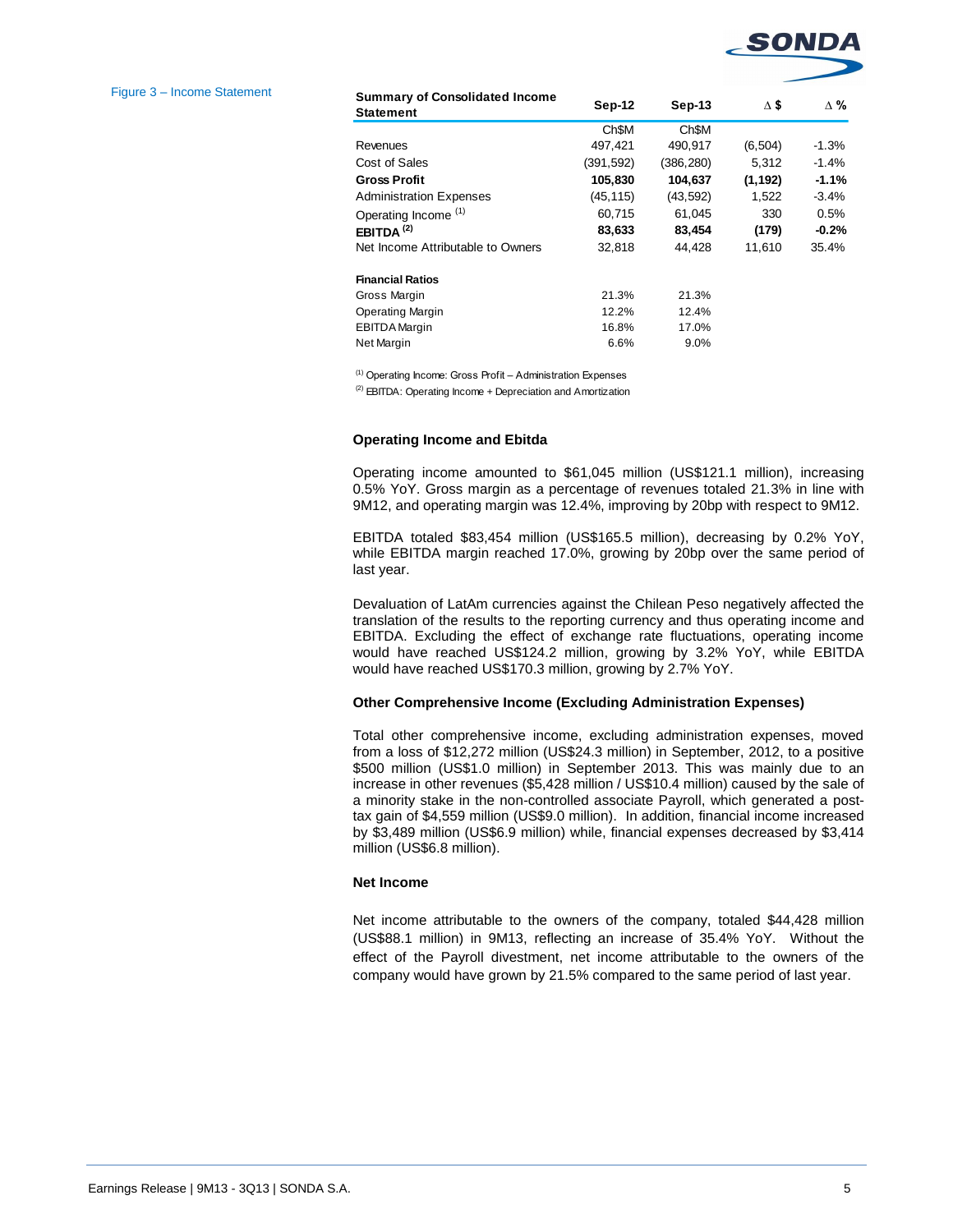Figure 3 – Income Statement

| Summary of Consolidated Income Statement | Sep-12 | Sep-13 | Δ $ | Δ % |
|---|---|---|---|---|
| | Ch$M | Ch$M | | |
| Revenues | 497,421 | 490,917 | (6,504) | -1.3% |
| Cost of Sales | (391,592) | (386,280) | 5,312 | -1.4% |
| **Gross Profit** | **105,830** | **104,637** | **(1,192)** | **-1.1%** |
| Administration Expenses | (45,115) | (43,592) | 1,522 | -3.4% |
| Operating Income (1) | 60,715 | 61,045 | 330 | 0.5% |
| **EBITDA (2)** | **83,633** | **83,454** | **(179)** | **-0.2%** |
| Net Income Attributable to Owners | 32,818 | 44,428 | 11,610 | 35.4% |
| | | | | |
| **Financial Ratios** | | | | |
| Gross Margin | 21.3% | 21.3% | | |
| Operating Margin | 12.2% | 12.4% | | |
| EBITDA Margin | 16.8% | 17.0% | | |
| Net Margin | 6.6% | 9.0% | | |

(1) Operating Income: Gross Profit – Administration Expenses

(2) EBITDA: Operating Income + Depreciation and Amortization

### Operating Income and Ebitda

Operating income amounted to $61,045 million (US$121.1 million), increasing 0.5% YoY. Gross margin as a percentage of revenues totaled 21.3% in line with 9M12, and operating margin was 12.4%, improving by 20bp with respect to 9M12.

EBITDA totaled $83,454 million (US$165.5 million), decreasing by 0.2% YoY, while EBITDA margin reached 17.0%, growing by 20bp over the same period of last year.

Devaluation of LatAm currencies against the Chilean Peso negatively affected the translation of the results to the reporting currency and thus operating income and EBITDA. Excluding the effect of exchange rate fluctuations, operating income would have reached US$124.2 million, growing by 3.2% YoY, while EBITDA would have reached US$170.3 million, growing by 2.7% YoY.

### Other Comprehensive Income (Excluding Administration Expenses)

Total other comprehensive income, excluding administration expenses, moved from a loss of $12,272 million (US$24.3 million) in September, 2012, to a positive $500 million (US$1.0 million) in September 2013. This was mainly due to an increase in other revenues ($5,428 million / US$10.4 million) caused by the sale of a minority stake in the non-controlled associate Payroll, which generated a post-tax gain of $4,559 million (US$9.0 million). In addition, financial income increased by $3,489 million (US$6.9 million) while, financial expenses decreased by $3,414 million (US$6.8 million).

### Net Income

Net income attributable to the owners of the company, totaled $44,428 million (US$88.1 million) in 9M13, reflecting an increase of 35.4% YoY. Without the effect of the Payroll divestment, net income attributable to the owners of the company would have grown by 21.5% compared to the same period of last year.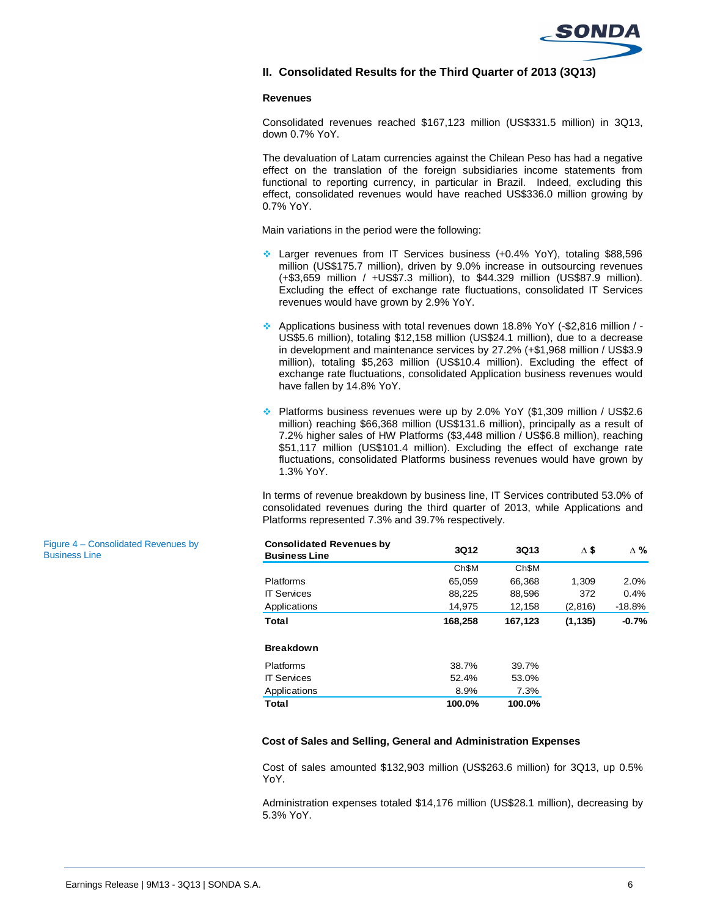## II. Consolidated Results for the Third Quarter of 2013 (3Q13)

### Revenues

Consolidated revenues reached $167,123 million (US$331.5 million) in 3Q13, down 0.7% YoY.

The devaluation of Latam currencies against the Chilean Peso has had a negative effect on the translation of the foreign subsidiaries income statements from functional to reporting currency, in particular in Brazil. Indeed, excluding this effect, consolidated revenues would have reached US$336.0 million growing by 0.7% YoY.

Main variations in the period were the following:

- Larger revenues from IT Services business (+0.4% YoY), totaling $88,596 million (US$175.7 million), driven by 9.0% increase in outsourcing revenues (+$3,659 million / +US$7.3 million), to $44.329 million (US$87.9 million). Excluding the effect of exchange rate fluctuations, consolidated IT Services revenues would have grown by 2.9% YoY.

- Applications business with total revenues down 18.8% YoY (-$2,816 million / -US$5.6 million), totaling $12,158 million (US$24.1 million), due to a decrease in development and maintenance services by 27.2% (+$1,968 million / US$3.9 million), totaling $5,263 million (US$10.4 million). Excluding the effect of exchange rate fluctuations, consolidated Application business revenues would have fallen by 14.8% YoY.

- Platforms business revenues were up by 2.0% YoY ($1,309 million / US$2.6 million) reaching $66,368 million (US$131.6 million), principally as a result of 7.2% higher sales of HW Platforms ($3,448 million / US$6.8 million), reaching $51,117 million (US$101.4 million). Excluding the effect of exchange rate fluctuations, consolidated Platforms business revenues would have grown by 1.3% YoY.

In terms of revenue breakdown by business line, IT Services contributed 53.0% of consolidated revenues during the third quarter of 2013, while Applications and Platforms represented 7.3% and 39.7% respectively.

Figure 4 – Consolidated Revenues by Business Line

| Consolidated Revenues by Business Line | 3Q12 | 3Q13 | ∆ $ | ∆ % |
|---|---|---|---|---|
| | Ch$M | Ch$M | | |
| Platforms | 65,059 | 66,368 | 1,309 | 2.0% |
| IT Services | 88,225 | 88,596 | 372 | 0.4% |
| Applications | 14,975 | 12,158 | (2,816) | -18.8% |
| **Total** | **168,258** | **167,123** | **(1,135)** | **-0.7%** |
| **Breakdown** | | | | |
| Platforms | 38.7% | 39.7% | | |
| IT Services | 52.4% | 53.0% | | |
| Applications | 8.9% | 7.3% | | |
| **Total** | **100.0%** | **100.0%** | | |

### Cost of Sales and Selling, General and Administration Expenses

Cost of sales amounted $132,903 million (US$263.6 million) for 3Q13, up 0.5% YoY.

Administration expenses totaled $14,176 million (US$28.1 million), decreasing by 5.3% YoY.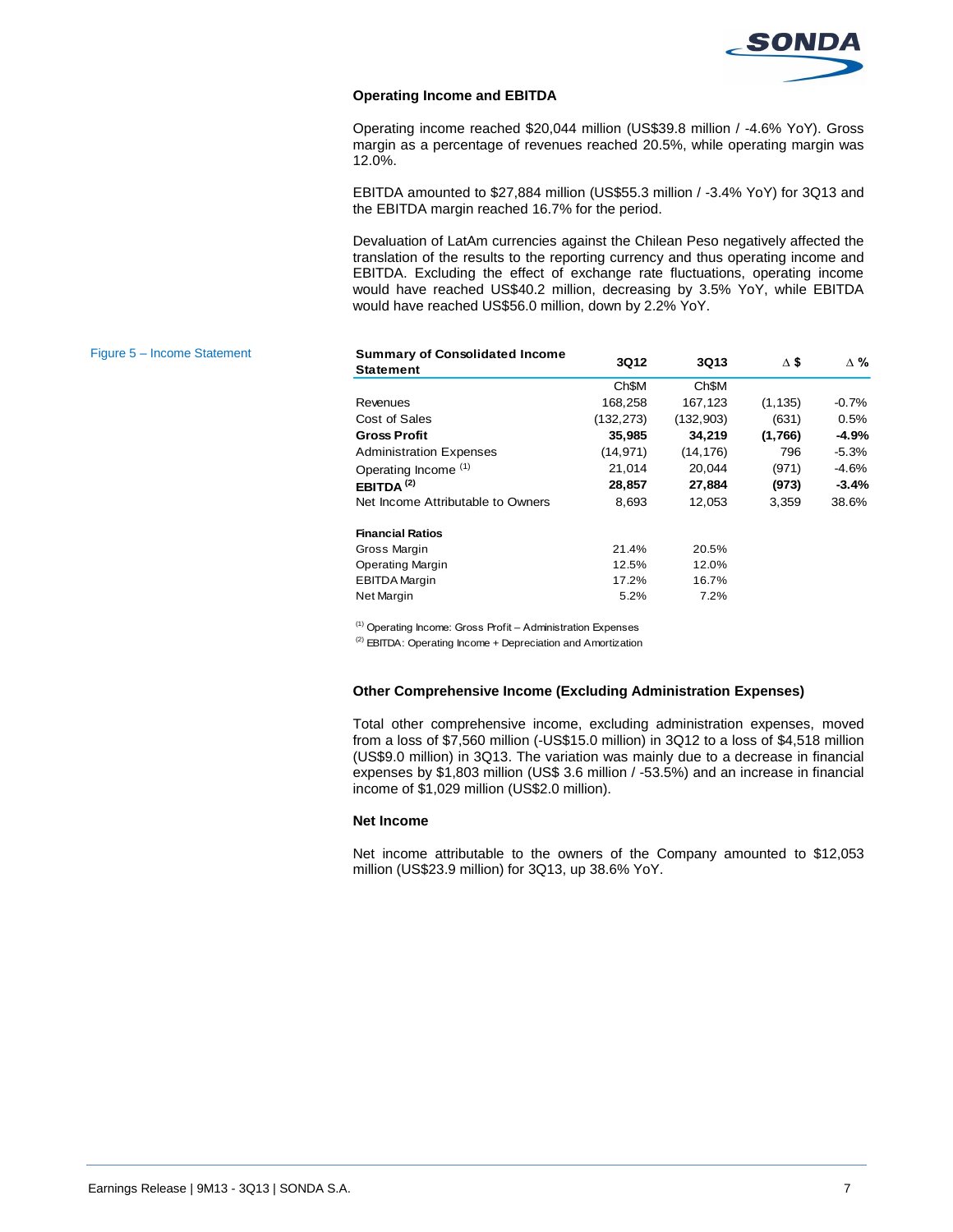### Operating Income and EBITDA

Operating income reached $20,044 million (US$39.8 million / -4.6% YoY). Gross margin as a percentage of revenues reached 20.5%, while operating margin was 12.0%.

EBITDA amounted to $27,884 million (US$55.3 million / -3.4% YoY) for 3Q13 and the EBITDA margin reached 16.7% for the period.

Devaluation of LatAm currencies against the Chilean Peso negatively affected the translation of the results to the reporting currency and thus operating income and EBITDA. Excluding the effect of exchange rate fluctuations, operating income would have reached US$40.2 million, decreasing by 3.5% YoY, while EBITDA would have reached US$56.0 million, down by 2.2% YoY.

Figure 5 – Income Statement

| Summary of Consolidated Income Statement | 3Q12 | 3Q13 | Δ $ | Δ % |
|---|---|---|---|---|
| | Ch$M | Ch$M | | |
| Revenues | 168,258 | 167,123 | (1,135) | -0.7% |
| Cost of Sales | (132,273) | (132,903) | (631) | 0.5% |
| **Gross Profit** | **35,985** | **34,219** | **(1,766)** | **-4.9%** |
| Administration Expenses | (14,971) | (14,176) | 796 | -5.3% |
| Operating Income [(1)] | 21,014 | 20,044 | (971) | -4.6% |
| **EBITDA [(2)]** | **28,857** | **27,884** | **(973)** | **-3.4%** |
| Net Income Attributable to Owners | 8,693 | 12,053 | 3,359 | 38.6% |
| | | | | |
| **Financial Ratios** | | | | |
| Gross Margin | 21.4% | 20.5% | | |
| Operating Margin | 12.5% | 12.0% | | |
| EBITDA Margin | 17.2% | 16.7% | | |
| Net Margin | 5.2% | 7.2% | | |

[(1)] Operating Income: Gross Profit – Administration Expenses

[(2)] EBITDA: Operating Income + Depreciation and Amortization

### Other Comprehensive Income (Excluding Administration Expenses)

Total other comprehensive income, excluding administration expenses, moved from a loss of $7,560 million (-US$15.0 million) in 3Q12 to a loss of $4,518 million (US$9.0 million) in 3Q13. The variation was mainly due to a decrease in financial expenses by $1,803 million (US$ 3.6 million / -53.5%) and an increase in financial income of $1,029 million (US$2.0 million).

### Net Income

Net income attributable to the owners of the Company amounted to $12,053 million (US$23.9 million) for 3Q13, up 38.6% YoY.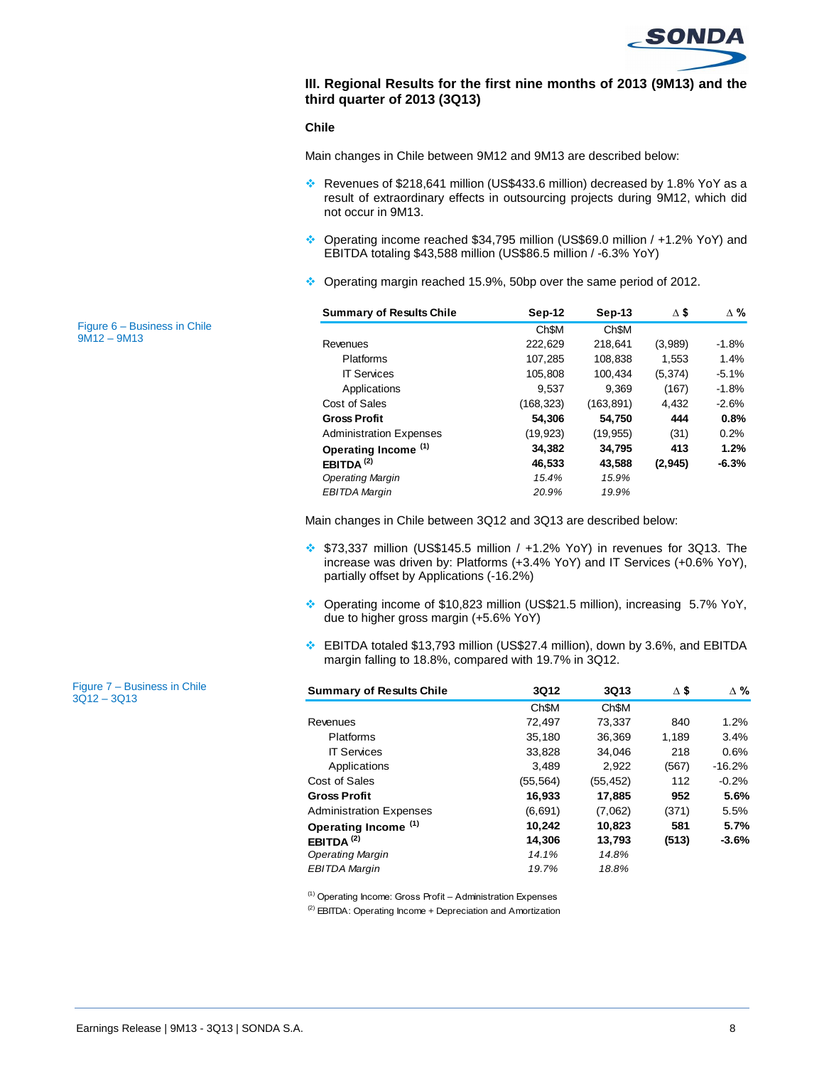### III. Regional Results for the first nine months of 2013 (9M13) and the third quarter of 2013 (3Q13)

**Chile**

Main changes in Chile between 9M12 and 9M13 are described below:

- Revenues of $218,641 million (US$433.6 million) decreased by 1.8% YoY as a result of extraordinary effects in outsourcing projects during 9M12, which did not occur in 9M13.
- Operating income reached $34,795 million (US$69.0 million / +1.2% YoY) and EBITDA totaling $43,588 million (US$86.5 million / -6.3% YoY)
- Operating margin reached 15.9%, 50bp over the same period of 2012.

Figure 6 – Business in Chile 9M12 – 9M13

| Summary of Results Chile | Sep-12 | Sep-13 | Δ $ | Δ % |
|---|---|---|---|---|
| | Ch$M | Ch$M | | |
| Revenues | 222,629 | 218,641 | (3,989) | -1.8% |
| Platforms | 107,285 | 108,838 | 1,553 | 1.4% |
| IT Services | 105,808 | 100,434 | (5,374) | -5.1% |
| Applications | 9,537 | 9,369 | (167) | -1.8% |
| Cost of Sales | (168,323) | (163,891) | 4,432 | -2.6% |
| **Gross Profit** | **54,306** | **54,750** | **444** | **0.8%** |
| Administration Expenses | (19,923) | (19,955) | (31) | 0.2% |
| **Operating Income [1]** | **34,382** | **34,795** | **413** | **1.2%** |
| **EBITDA [2]** | **46,533** | **43,588** | **(2,945)** | **-6.3%** |
| *Operating Margin* | *15.4%* | *15.9%* | | |
| *EBITDA Margin* | *20.9%* | *19.9%* | | |

Main changes in Chile between 3Q12 and 3Q13 are described below:

- $73,337 million (US$145.5 million / +1.2% YoY) in revenues for 3Q13. The increase was driven by: Platforms (+3.4% YoY) and IT Services (+0.6% YoY), partially offset by Applications (-16.2%)
- Operating income of $10,823 million (US$21.5 million), increasing 5.7% YoY, due to higher gross margin (+5.6% YoY)
- EBITDA totaled $13,793 million (US$27.4 million), down by 3.6%, and EBITDA margin falling to 18.8%, compared with 19.7% in 3Q12.

Figure 7 – Business in Chile 3Q12 – 3Q13

| Summary of Results Chile | 3Q12 | 3Q13 | Δ $ | Δ % |
|---|---|---|---|---|
| | Ch$M | Ch$M | | |
| Revenues | 72,497 | 73,337 | 840 | 1.2% |
| Platforms | 35,180 | 36,369 | 1,189 | 3.4% |
| IT Services | 33,828 | 34,046 | 218 | 0.6% |
| Applications | 3,489 | 2,922 | (567) | -16.2% |
| Cost of Sales | (55,564) | (55,452) | 112 | -0.2% |
| **Gross Profit** | **16,933** | **17,885** | **952** | **5.6%** |
| Administration Expenses | (6,691) | (7,062) | (371) | 5.5% |
| **Operating Income [1]** | **10,242** | **10,823** | **581** | **5.7%** |
| **EBITDA [2]** | **14,306** | **13,793** | **(513)** | **-3.6%** |
| *Operating Margin* | *14.1%* | *14.8%* | | |
| *EBITDA Margin* | *19.7%* | *18.8%* | | |

[1] Operating Income: Gross Profit – Administration Expenses

[2] EBITDA: Operating Income + Depreciation and Amortization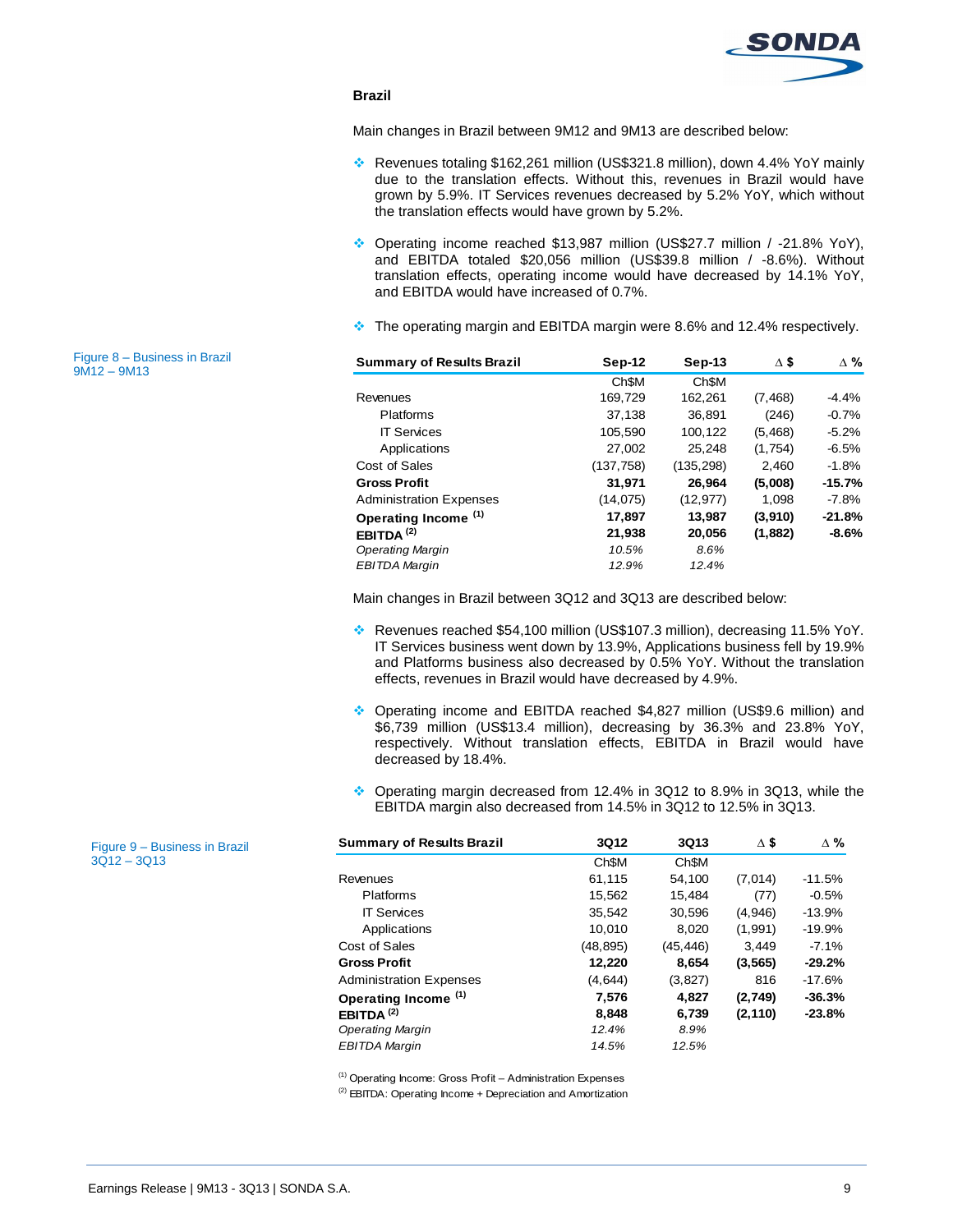## Brazil

Main changes in Brazil between 9M12 and 9M13 are described below:

- Revenues totaling $162,261 million (US$321.8 million), down 4.4% YoY mainly due to the translation effects. Without this, revenues in Brazil would have grown by 5.9%. IT Services revenues decreased by 5.2% YoY, which without the translation effects would have grown by 5.2%.
- Operating income reached $13,987 million (US$27.7 million / -21.8% YoY), and EBITDA totaled $20,056 million (US$39.8 million / -8.6%). Without translation effects, operating income would have decreased by 14.1% YoY, and EBITDA would have increased of 0.7%.
- The operating margin and EBITDA margin were 8.6% and 12.4% respectively.

Figure 8 – Business in Brazil 9M12 – 9M13

| **Summary of Results Brazil** | **Sep-12** | **Sep-13** | **Δ $** | **Δ %** |
|---|---|---|---|---|
| | Ch$M | Ch$M | | |
| Revenues | 169,729 | 162,261 | (7,468) | -4.4% |
| Platforms | 37,138 | 36,891 | (246) | -0.7% |
| IT Services | 105,590 | 100,122 | (5,468) | -5.2% |
| Applications | 27,002 | 25,248 | (1,754) | -6.5% |
| Cost of Sales | (137,758) | (135,298) | 2,460 | -1.8% |
| **Gross Profit** | **31,971** | **26,964** | **(5,008)** | **-15.7%** |
| Administration Expenses | (14,075) | (12,977) | 1,098 | -7.8% |
| **Operating Income (1)** | **17,897** | **13,987** | **(3,910)** | **-21.8%** |
| **EBITDA (2)** | **21,938** | **20,056** | **(1,882)** | **-8.6%** |
| *Operating Margin* | *10.5%* | *8.6%* | | |
| *EBITDA Margin* | *12.9%* | *12.4%* | | |

Main changes in Brazil between 3Q12 and 3Q13 are described below:

- Revenues reached $54,100 million (US$107.3 million), decreasing 11.5% YoY. IT Services business went down by 13.9%, Applications business fell by 19.9% and Platforms business also decreased by 0.5% YoY. Without the translation effects, revenues in Brazil would have decreased by 4.9%.
- Operating income and EBITDA reached $4,827 million (US$9.6 million) and $6,739 million (US$13.4 million), decreasing by 36.3% and 23.8% YoY, respectively. Without translation effects, EBITDA in Brazil would have decreased by 18.4%.
- Operating margin decreased from 12.4% in 3Q12 to 8.9% in 3Q13, while the EBITDA margin also decreased from 14.5% in 3Q12 to 12.5% in 3Q13.

Figure 9 – Business in Brazil 3Q12 – 3Q13

| **Summary of Results Brazil** | **3Q12** | **3Q13** | **Δ $** | **Δ %** |
|---|---|---|---|---|
| | Ch$M | Ch$M | | |
| Revenues | 61,115 | 54,100 | (7,014) | -11.5% |
| Platforms | 15,562 | 15,484 | (77) | -0.5% |
| IT Services | 35,542 | 30,596 | (4,946) | -13.9% |
| Applications | 10,010 | 8,020 | (1,991) | -19.9% |
| Cost of Sales | (48,895) | (45,446) | 3,449 | -7.1% |
| **Gross Profit** | **12,220** | **8,654** | **(3,565)** | **-29.2%** |
| Administration Expenses | (4,644) | (3,827) | 816 | -17.6% |
| **Operating Income (1)** | **7,576** | **4,827** | **(2,749)** | **-36.3%** |
| **EBITDA (2)** | **8,848** | **6,739** | **(2,110)** | **-23.8%** |
| *Operating Margin* | *12.4%* | *8.9%* | | |
| *EBITDA Margin* | *14.5%* | *12.5%* | | |

(1) Operating Income: Gross Profit – Administration Expenses

(2) EBITDA: Operating Income + Depreciation and Amortization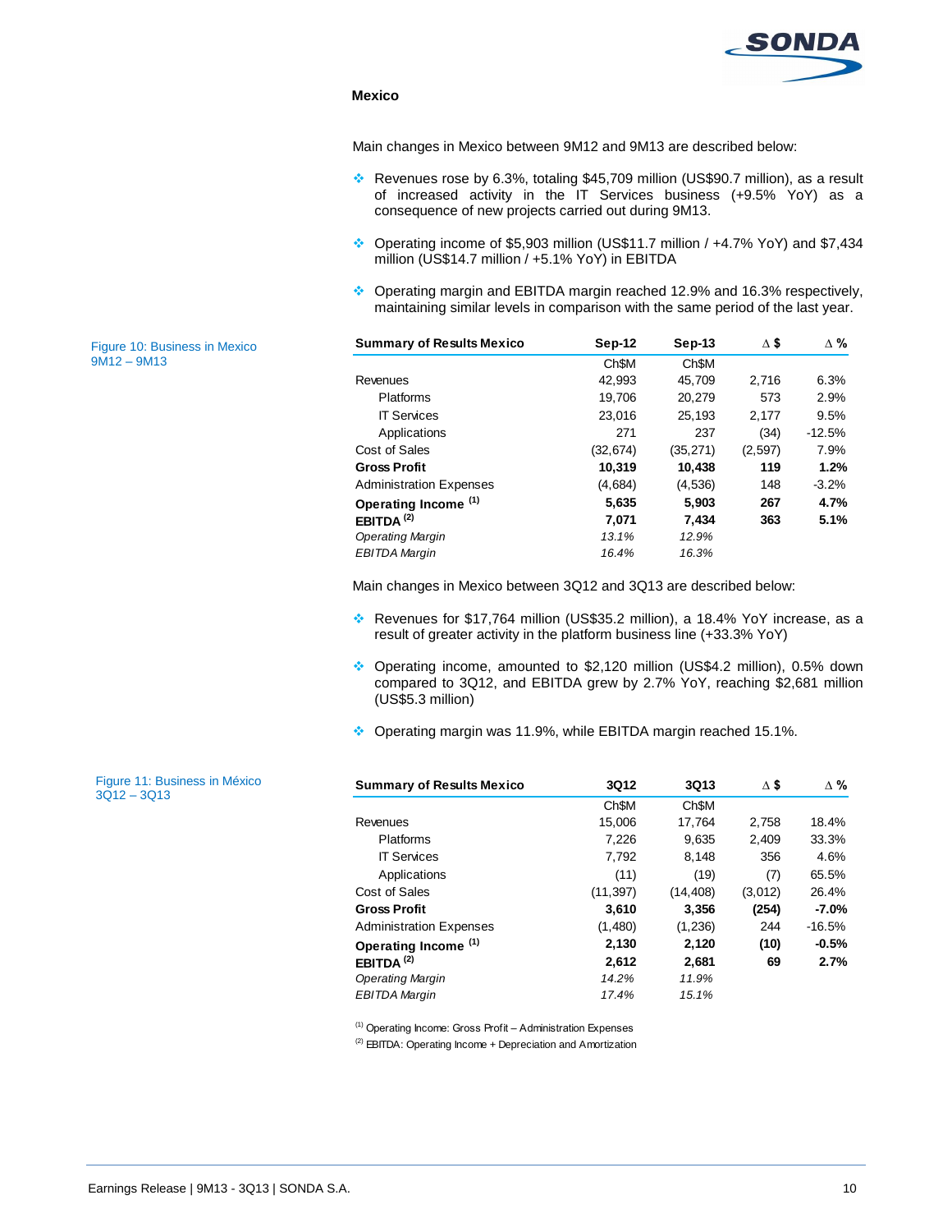## Mexico

Main changes in Mexico between 9M12 and 9M13 are described below:

- Revenues rose by 6.3%, totaling $45,709 million (US$90.7 million), as a result of increased activity in the IT Services business (+9.5% YoY) as a consequence of new projects carried out during 9M13.
- Operating income of $5,903 million (US$11.7 million / +4.7% YoY) and $7,434 million (US$14.7 million / +5.1% YoY) in EBITDA
- Operating margin and EBITDA margin reached 12.9% and 16.3% respectively, maintaining similar levels in comparison with the same period of the last year.

Figure 10: Business in Mexico 9M12 – 9M13

| Summary of Results Mexico | Sep-12 | Sep-13 | Δ $ | Δ % |
|---|---|---|---|---|
| | Ch$M | Ch$M | | |
| Revenues | 42,993 | 45,709 | 2,716 | 6.3% |
| Platforms | 19,706 | 20,279 | 573 | 2.9% |
| IT Services | 23,016 | 25,193 | 2,177 | 9.5% |
| Applications | 271 | 237 | (34) | -12.5% |
| Cost of Sales | (32,674) | (35,271) | (2,597) | 7.9% |
| **Gross Profit** | **10,319** | **10,438** | **119** | **1.2%** |
| Administration Expenses | (4,684) | (4,536) | 148 | -3.2% |
| **Operating Income (1)** | **5,635** | **5,903** | **267** | **4.7%** |
| **EBITDA (2)** | **7,071** | **7,434** | **363** | **5.1%** |
| *Operating Margin* | *13.1%* | *12.9%* | | |
| *EBITDA Margin* | *16.4%* | *16.3%* | | |

Main changes in Mexico between 3Q12 and 3Q13 are described below:

- Revenues for $17,764 million (US$35.2 million), a 18.4% YoY increase, as a result of greater activity in the platform business line (+33.3% YoY)
- Operating income, amounted to $2,120 million (US$4.2 million), 0.5% down compared to 3Q12, and EBITDA grew by 2.7% YoY, reaching $2,681 million (US$5.3 million)
- Operating margin was 11.9%, while EBITDA margin reached 15.1%.

Figure 11: Business in México 3Q12 – 3Q13

| Summary of Results Mexico | 3Q12 | 3Q13 | Δ $ | Δ % |
|---|---|---|---|---|
| | Ch$M | Ch$M | | |
| Revenues | 15,006 | 17,764 | 2,758 | 18.4% |
| Platforms | 7,226 | 9,635 | 2,409 | 33.3% |
| IT Services | 7,792 | 8,148 | 356 | 4.6% |
| Applications | (11) | (19) | (7) | 65.5% |
| Cost of Sales | (11,397) | (14,408) | (3,012) | 26.4% |
| **Gross Profit** | **3,610** | **3,356** | **(254)** | **-7.0%** |
| Administration Expenses | (1,480) | (1,236) | 244 | -16.5% |
| **Operating Income (1)** | **2,130** | **2,120** | **(10)** | **-0.5%** |
| **EBITDA (2)** | **2,612** | **2,681** | **69** | **2.7%** |
| *Operating Margin* | *14.2%* | *11.9%* | | |
| *EBITDA Margin* | *17.4%* | *15.1%* | | |

(1) Operating Income: Gross Profit – Administration Expenses

(2) EBITDA: Operating Income + Depreciation and Amortization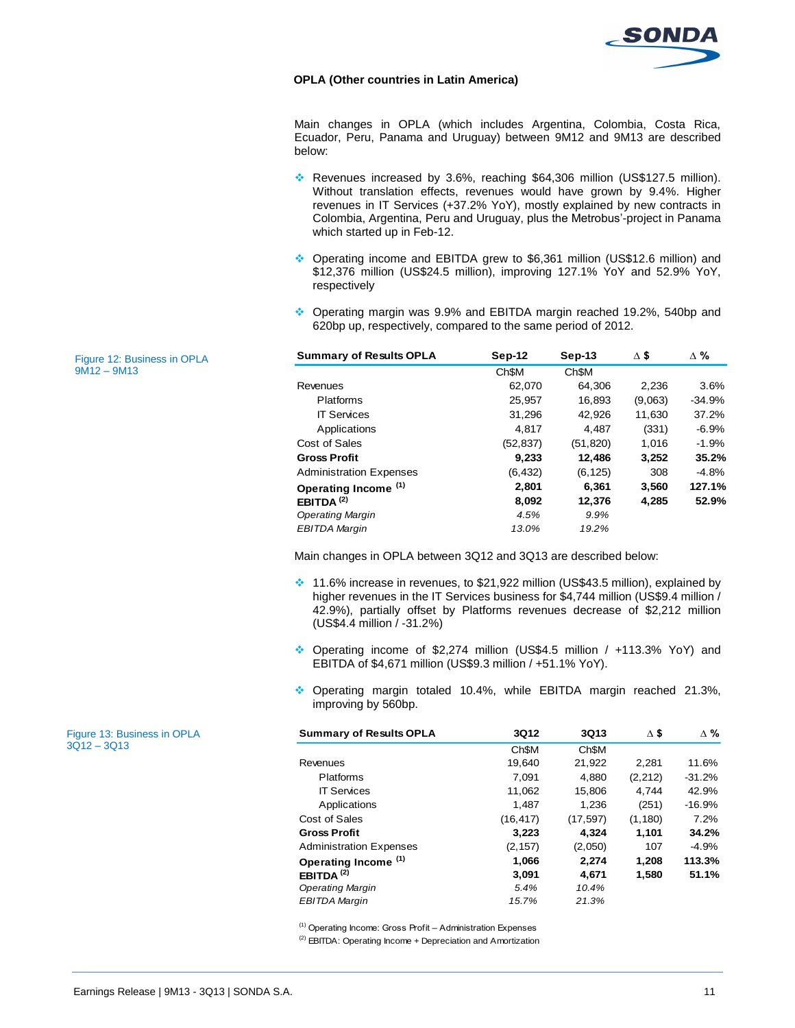### OPLA (Other countries in Latin America)

Main changes in OPLA (which includes Argentina, Colombia, Costa Rica, Ecuador, Peru, Panama and Uruguay) between 9M12 and 9M13 are described below:

- Revenues increased by 3.6%, reaching $64,306 million (US$127.5 million). Without translation effects, revenues would have grown by 9.4%. Higher revenues in IT Services (+37.2% YoY), mostly explained by new contracts in Colombia, Argentina, Peru and Uruguay, plus the Metrobus'-project in Panama which started up in Feb-12.
- Operating income and EBITDA grew to $6,361 million (US$12.6 million) and $12,376 million (US$24.5 million), improving 127.1% YoY and 52.9% YoY, respectively
- Operating margin was 9.9% and EBITDA margin reached 19.2%, 540bp and 620bp up, respectively, compared to the same period of 2012.

Figure 12: Business in OPLA 9M12 – 9M13

| **Summary of Results OPLA** | **Sep-12** | **Sep-13** | **Δ $** | **Δ %** |
|---|---|---|---|---|
| | Ch$M | Ch$M | | |
| Revenues | 62,070 | 64,306 | 2,236 | 3.6% |
| Platforms | 25,957 | 16,893 | (9,063) | -34.9% |
| IT Services | 31,296 | 42,926 | 11,630 | 37.2% |
| Applications | 4,817 | 4,487 | (331) | -6.9% |
| Cost of Sales | (52,837) | (51,820) | 1,016 | -1.9% |
| **Gross Profit** | **9,233** | **12,486** | **3,252** | **35.2%** |
| Administration Expenses | (6,432) | (6,125) | 308 | -4.8% |
| **Operating Income [1]** | **2,801** | **6,361** | **3,560** | **127.1%** |
| **EBITDA [2]** | **8,092** | **12,376** | **4,285** | **52.9%** |
| *Operating Margin* | *4.5%* | *9.9%* | | |
| *EBITDA Margin* | *13.0%* | *19.2%* | | |

Main changes in OPLA between 3Q12 and 3Q13 are described below:

- 11.6% increase in revenues, to $21,922 million (US$43.5 million), explained by higher revenues in the IT Services business for $4,744 million (US$9.4 million / 42.9%), partially offset by Platforms revenues decrease of $2,212 million (US$4.4 million / -31.2%)
- Operating income of $2,274 million (US$4.5 million / +113.3% YoY) and EBITDA of $4,671 million (US$9.3 million / +51.1% YoY).
- Operating margin totaled 10.4%, while EBITDA margin reached 21.3%, improving by 560bp.

Figure 13: Business in OPLA 3Q12 – 3Q13

| **Summary of Results OPLA** | **3Q12** | **3Q13** | **Δ $** | **Δ %** |
|---|---|---|---|---|
| | Ch$M | Ch$M | | |
| Revenues | 19,640 | 21,922 | 2,281 | 11.6% |
| Platforms | 7,091 | 4,880 | (2,212) | -31.2% |
| IT Services | 11,062 | 15,806 | 4,744 | 42.9% |
| Applications | 1,487 | 1,236 | (251) | -16.9% |
| Cost of Sales | (16,417) | (17,597) | (1,180) | 7.2% |
| **Gross Profit** | **3,223** | **4,324** | **1,101** | **34.2%** |
| Administration Expenses | (2,157) | (2,050) | 107 | -4.9% |
| **Operating Income [1]** | **1,066** | **2,274** | **1,208** | **113.3%** |
| **EBITDA [2]** | **3,091** | **4,671** | **1,580** | **51.1%** |
| *Operating Margin* | *5.4%* | *10.4%* | | |
| *EBITDA Margin* | *15.7%* | *21.3%* | | |

[1] Operating Income: Gross Profit – Administration Expenses

[2] EBITDA: Operating Income + Depreciation and Amortization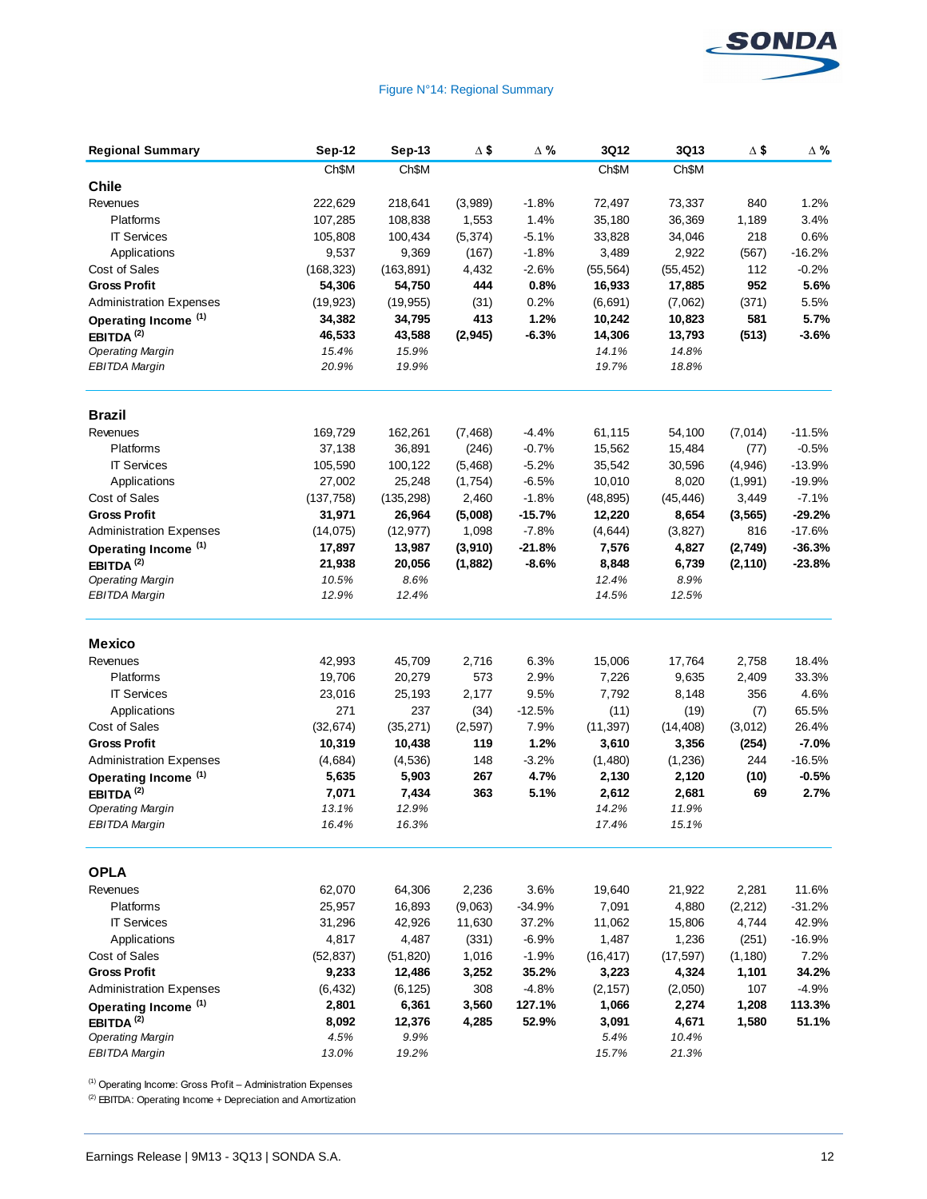Figure N°14: Regional Summary

| Regional Summary | Sep-12 | Sep-13 | Δ $ | Δ % | 3Q12 | 3Q13 | Δ $ | Δ % |
|---|---|---|---|---|---|---|---|---|
| | Ch$M | Ch$M | | | Ch$M | Ch$M | | |
| **Chile** | | | | | | | | |
| Revenues | 222,629 | 218,641 | (3,989) | -1.8% | 72,497 | 73,337 | 840 | 1.2% |
| Platforms | 107,285 | 108,838 | 1,553 | 1.4% | 35,180 | 36,369 | 1,189 | 3.4% |
| IT Services | 105,808 | 100,434 | (5,374) | -5.1% | 33,828 | 34,046 | 218 | 0.6% |
| Applications | 9,537 | 9,369 | (167) | -1.8% | 3,489 | 2,922 | (567) | -16.2% |
| Cost of Sales | (168,323) | (163,891) | 4,432 | -2.6% | (55,564) | (55,452) | 112 | -0.2% |
| **Gross Profit** | **54,306** | **54,750** | **444** | **0.8%** | **16,933** | **17,885** | **952** | **5.6%** |
| Administration Expenses | (19,923) | (19,955) | (31) | 0.2% | (6,691) | (7,062) | (371) | 5.5% |
| **Operating Income [1]** | **34,382** | **34,795** | **413** | **1.2%** | **10,242** | **10,823** | **581** | **5.7%** |
| **EBITDA [2]** | **46,533** | **43,588** | **(2,945)** | **-6.3%** | **14,306** | **13,793** | **(513)** | **-3.6%** |
| *Operating Margin* | *15.4%* | *15.9%* | | | *14.1%* | *14.8%* | | |
| *EBITDA Margin* | *20.9%* | *19.9%* | | | *19.7%* | *18.8%* | | |
| **Brazil** | | | | | | | | |
| Revenues | 169,729 | 162,261 | (7,468) | -4.4% | 61,115 | 54,100 | (7,014) | -11.5% |
| Platforms | 37,138 | 36,891 | (246) | -0.7% | 15,562 | 15,484 | (77) | -0.5% |
| IT Services | 105,590 | 100,122 | (5,468) | -5.2% | 35,542 | 30,596 | (4,946) | -13.9% |
| Applications | 27,002 | 25,248 | (1,754) | -6.5% | 10,010 | 8,020 | (1,991) | -19.9% |
| Cost of Sales | (137,758) | (135,298) | 2,460 | -1.8% | (48,895) | (45,446) | 3,449 | -7.1% |
| **Gross Profit** | **31,971** | **26,964** | **(5,008)** | **-15.7%** | **12,220** | **8,654** | **(3,565)** | **-29.2%** |
| Administration Expenses | (14,075) | (12,977) | 1,098 | -7.8% | (4,644) | (3,827) | 816 | -17.6% |
| **Operating Income [1]** | **17,897** | **13,987** | **(3,910)** | **-21.8%** | **7,576** | **4,827** | **(2,749)** | **-36.3%** |
| **EBITDA [2]** | **21,938** | **20,056** | **(1,882)** | **-8.6%** | **8,848** | **6,739** | **(2,110)** | **-23.8%** |
| *Operating Margin* | *10.5%* | *8.6%* | | | *12.4%* | *8.9%* | | |
| *EBITDA Margin* | *12.9%* | *12.4%* | | | *14.5%* | *12.5%* | | |
| **Mexico** | | | | | | | | |
| Revenues | 42,993 | 45,709 | 2,716 | 6.3% | 15,006 | 17,764 | 2,758 | 18.4% |
| Platforms | 19,706 | 20,279 | 573 | 2.9% | 7,226 | 9,635 | 2,409 | 33.3% |
| IT Services | 23,016 | 25,193 | 2,177 | 9.5% | 7,792 | 8,148 | 356 | 4.6% |
| Applications | 271 | 237 | (34) | -12.5% | (11) | (19) | (7) | 65.5% |
| Cost of Sales | (32,674) | (35,271) | (2,597) | 7.9% | (11,397) | (14,408) | (3,012) | 26.4% |
| **Gross Profit** | **10,319** | **10,438** | **119** | **1.2%** | **3,610** | **3,356** | **(254)** | **-7.0%** |
| Administration Expenses | (4,684) | (4,536) | 148 | -3.2% | (1,480) | (1,236) | 244 | -16.5% |
| **Operating Income [1]** | **5,635** | **5,903** | **267** | **4.7%** | **2,130** | **2,120** | **(10)** | **-0.5%** |
| **EBITDA [2]** | **7,071** | **7,434** | **363** | **5.1%** | **2,612** | **2,681** | **69** | **2.7%** |
| *Operating Margin* | *13.1%* | *12.9%* | | | *14.2%* | *11.9%* | | |
| *EBITDA Margin* | *16.4%* | *16.3%* | | | *17.4%* | *15.1%* | | |
| **OPLA** | | | | | | | | |
| Revenues | 62,070 | 64,306 | 2,236 | 3.6% | 19,640 | 21,922 | 2,281 | 11.6% |
| Platforms | 25,957 | 16,893 | (9,063) | -34.9% | 7,091 | 4,880 | (2,212) | -31.2% |
| IT Services | 31,296 | 42,926 | 11,630 | 37.2% | 11,062 | 15,806 | 4,744 | 42.9% |
| Applications | 4,817 | 4,487 | (331) | -6.9% | 1,487 | 1,236 | (251) | -16.9% |
| Cost of Sales | (52,837) | (51,820) | 1,016 | -1.9% | (16,417) | (17,597) | (1,180) | 7.2% |
| **Gross Profit** | **9,233** | **12,486** | **3,252** | **35.2%** | **3,223** | **4,324** | **1,101** | **34.2%** |
| Administration Expenses | (6,432) | (6,125) | 308 | -4.8% | (2,157) | (2,050) | 107 | -4.9% |
| **Operating Income [1]** | **2,801** | **6,361** | **3,560** | **127.1%** | **1,066** | **2,274** | **1,208** | **113.3%** |
| **EBITDA [2]** | **8,092** | **12,376** | **4,285** | **52.9%** | **3,091** | **4,671** | **1,580** | **51.1%** |
| *Operating Margin* | *4.5%* | *9.9%* | | | *5.4%* | *10.4%* | | |
| *EBITDA Margin* | *13.0%* | *19.2%* | | | *15.7%* | *21.3%* | | |

[1] Operating Income: Gross Profit – Administration Expenses

[2] EBITDA: Operating Income + Depreciation and Amortization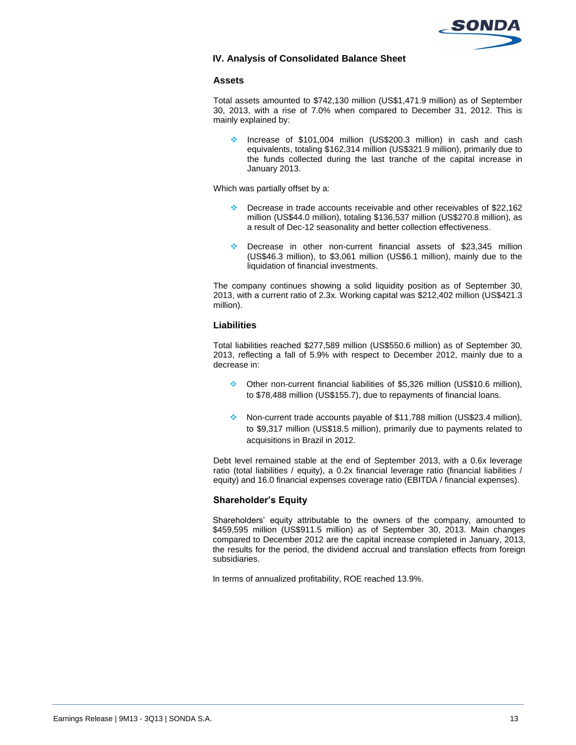## IV. Analysis of Consolidated Balance Sheet

### Assets

Total assets amounted to $742,130 million (US$1,471.9 million) as of September 30, 2013, with a rise of 7.0% when compared to December 31, 2012. This is mainly explained by:

- Increase of $101,004 million (US$200.3 million) in cash and cash equivalents, totaling $162,314 million (US$321.9 million), primarily due to the funds collected during the last tranche of the capital increase in January 2013.

Which was partially offset by a:

- Decrease in trade accounts receivable and other receivables of $22,162 million (US$44.0 million), totaling $136,537 million (US$270.8 million), as a result of Dec-12 seasonality and better collection effectiveness.
- Decrease in other non-current financial assets of $23,345 million (US$46.3 million), to $3,061 million (US$6.1 million), mainly due to the liquidation of financial investments.

The company continues showing a solid liquidity position as of September 30, 2013, with a current ratio of 2.3x. Working capital was $212,402 million (US$421.3 million).

### Liabilities

Total liabilities reached $277,589 million (US$550.6 million) as of September 30, 2013, reflecting a fall of 5.9% with respect to December 2012, mainly due to a decrease in:

- Other non-current financial liabilities of $5,326 million (US$10.6 million), to $78,488 million (US$155.7), due to repayments of financial loans.
- Non-current trade accounts payable of $11,788 million (US$23.4 million), to $9,317 million (US$18.5 million), primarily due to payments related to acquisitions in Brazil in 2012.

Debt level remained stable at the end of September 2013, with a 0.6x leverage ratio (total liabilities / equity), a 0.2x financial leverage ratio (financial liabilities / equity) and 16.0 financial expenses coverage ratio (EBITDA / financial expenses).

### Shareholder's Equity

Shareholders' equity attributable to the owners of the company, amounted to $459,595 million (US$911.5 million) as of September 30, 2013. Main changes compared to December 2012 are the capital increase completed in January, 2013, the results for the period, the dividend accrual and translation effects from foreign subsidiaries.

In terms of annualized profitability, ROE reached 13.9%.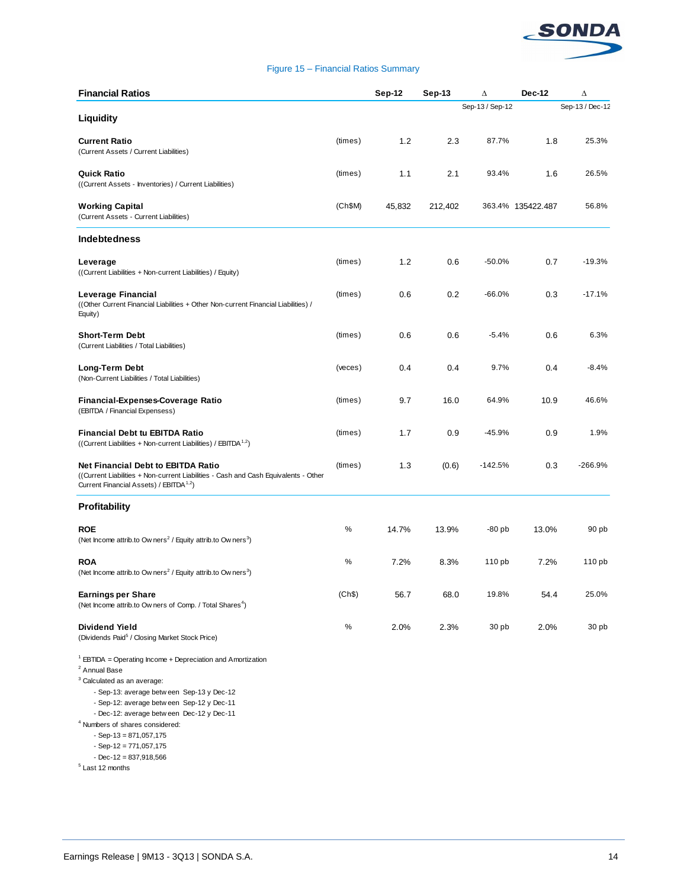Figure 15 – Financial Ratios Summary

| Financial Ratios | | Sep-12 | Sep-13 | Δ Sep-13 / Sep-12 | Dec-12 | Δ Sep-13 / Dec-12 |
|---|---|---|---|---|---|---|
| **Liquidity** | | | | | | |
| **Current Ratio** (Current Assets / Current Liabilities) | (times) | 1.2 | 2.3 | 87.7% | 1.8 | 25.3% |
| **Quick Ratio** ((Current Assets - Inventories) / Current Liabilities) | (times) | 1.1 | 2.1 | 93.4% | 1.6 | 26.5% |
| **Working Capital** (Current Assets - Current Liabilities) | (Ch$M) | 45,832 | 212,402 | 363.4% | 135422.487 | 56.8% |
| **Indebtedness** | | | | | | |
| **Leverage** ((Current Liabilities + Non-current Liabilities) / Equity) | (times) | 1.2 | 0.6 | -50.0% | 0.7 | -19.3% |
| **Leverage Financial** ((Other Current Financial Liabilities + Other Non-current Financial Liabilities) / Equity) | (times) | 0.6 | 0.2 | -66.0% | 0.3 | -17.1% |
| **Short-Term Debt** (Current Liabilities / Total Liabilities) | (times) | 0.6 | 0.6 | -5.4% | 0.6 | 6.3% |
| **Long-Term Debt** (Non-Current Liabilities / Total Liabilities) | (veces) | 0.4 | 0.4 | 9.7% | 0.4 | -8.4% |
| **Financial-Expenses-Coverage Ratio** (EBITDA / Financial Expensess) | (times) | 9.7 | 16.0 | 64.9% | 10.9 | 46.6% |
| **Financial Debt tu EBITDA Ratio** ((Current Liabilities + Non-current Liabilities) / EBITDA[1,2]) | (times) | 1.7 | 0.9 | -45.9% | 0.9 | 1.9% |
| **Net Financial Debt to EBITDA Ratio** ((Current Liabilities + Non-current Liabilities - Cash and Cash Equivalents - Other Current Financial Assets) / EBITDA[1,2]) | (times) | 1.3 | (0.6) | -142.5% | 0.3 | -266.9% |
| **Profitability** | | | | | | |
| **ROE** (Net Income attrib.to Owners[2] / Equity attrib.to Owners[3]) | % | 14.7% | 13.9% | -80 pb | 13.0% | 90 pb |
| **ROA** (Net Income attrib.to Owners[2] / Equity attrib.to Owners[3]) | % | 7.2% | 8.3% | 110 pb | 7.2% | 110 pb |
| **Earnings per Share** (Net Income attrib.to Owners of Comp. / Total Shares[4]) | (Ch$) | 56.7 | 68.0 | 19.8% | 54.4 | 25.0% |
| **Dividend Yield** (Dividends Paid[5] / Closing Market Stock Price) | % | 2.0% | 2.3% | 30 pb | 2.0% | 30 pb |

[1] EBTIDA = Operating Income + Depreciation and Amortization
[2] Annual Base
[3] Calculated as an average:
- Sep-13: average between Sep-13 y Dec-12
- Sep-12: average between Sep-12 y Dec-11
- Dec-12: average between Dec-12 y Dec-11

[4] Numbers of shares considered:
- Sep-13 = 871,057,175
- Sep-12 = 771,057,175
- Dec-12 = 837,918,566

[5] Last 12 months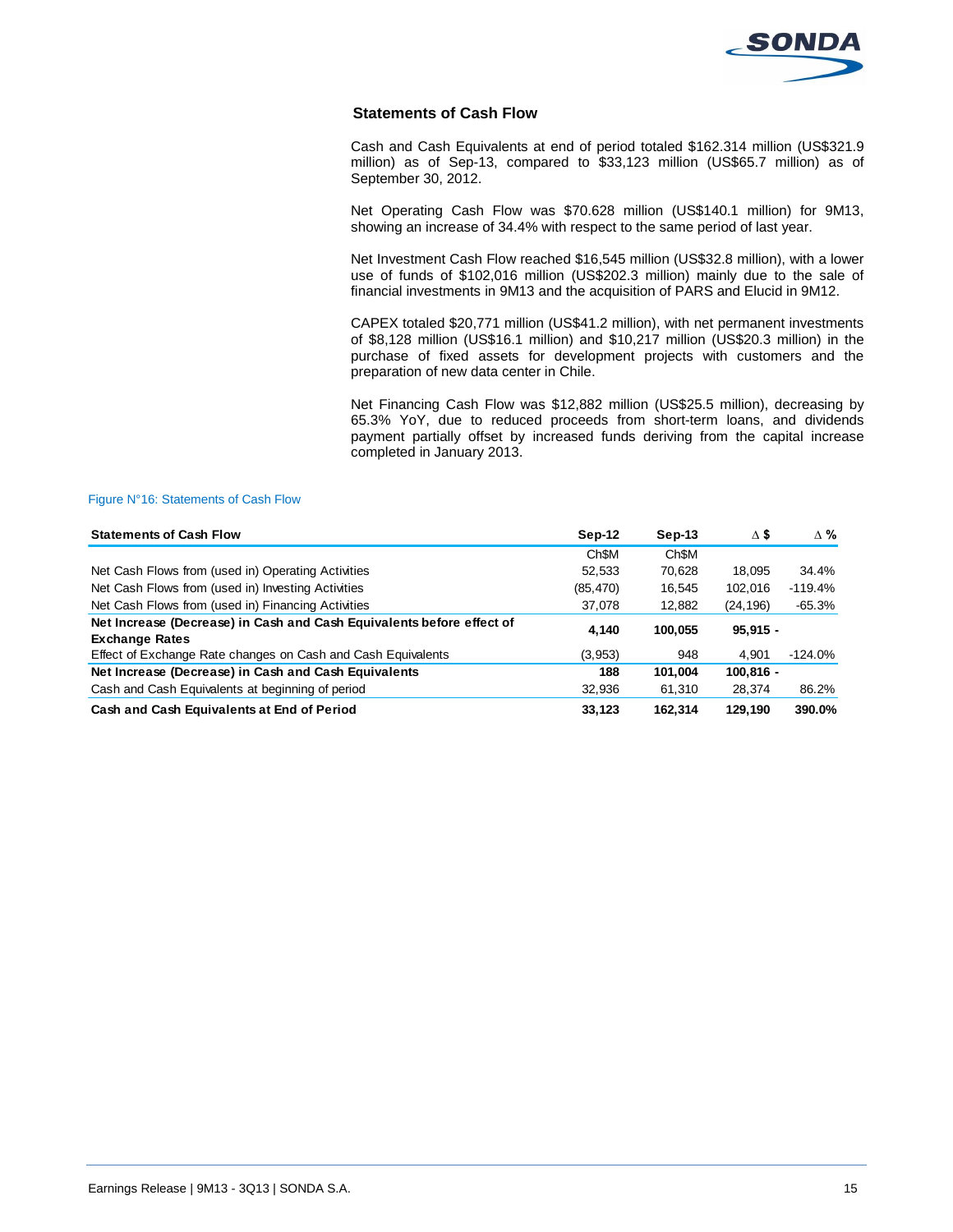### Statements of Cash Flow

Cash and Cash Equivalents at end of period totaled $162.314 million (US$321.9 million) as of Sep-13, compared to $33,123 million (US$65.7 million) as of September 30, 2012.

Net Operating Cash Flow was $70.628 million (US$140.1 million) for 9M13, showing an increase of 34.4% with respect to the same period of last year.

Net Investment Cash Flow reached $16,545 million (US$32.8 million), with a lower use of funds of $102,016 million (US$202.3 million) mainly due to the sale of financial investments in 9M13 and the acquisition of PARS and Elucid in 9M12.

CAPEX totaled $20,771 million (US$41.2 million), with net permanent investments of $8,128 million (US$16.1 million) and $10,217 million (US$20.3 million) in the purchase of fixed assets for development projects with customers and the preparation of new data center in Chile.

Net Financing Cash Flow was $12,882 million (US$25.5 million), decreasing by 65.3% YoY, due to reduced proceeds from short-term loans, and dividends payment partially offset by increased funds deriving from the capital increase completed in January 2013.

Figure N°16: Statements of Cash Flow

| **Statements of Cash Flow** | **Sep-12** | **Sep-13** | **Δ $** | **Δ %** |
|---|---|---|---|---|
| | Ch$M | Ch$M | | |
| Net Cash Flows from (used in) Operating Activities | 52,533 | 70,628 | 18,095 | 34.4% |
| Net Cash Flows from (used in) Investing Activities | (85,470) | 16,545 | 102,016 | -119.4% |
| Net Cash Flows from (used in) Financing Activities | 37,078 | 12,882 | (24,196) | -65.3% |
| **Net Increase (Decrease) in Cash and Cash Equivalents before effect of Exchange Rates** | **4,140** | **100,055** | **95,915** | **-** |
| Effect of Exchange Rate changes on Cash and Cash Equivalents | (3,953) | 948 | 4,901 | -124.0% |
| **Net Increase (Decrease) in Cash and Cash Equivalents** | **188** | **101,004** | **100,816** | **-** |
| Cash and Cash Equivalents at beginning of period | 32,936 | 61,310 | 28,374 | 86.2% |
| **Cash and Cash Equivalents at End of Period** | **33,123** | **162,314** | **129,190** | **390.0%** |